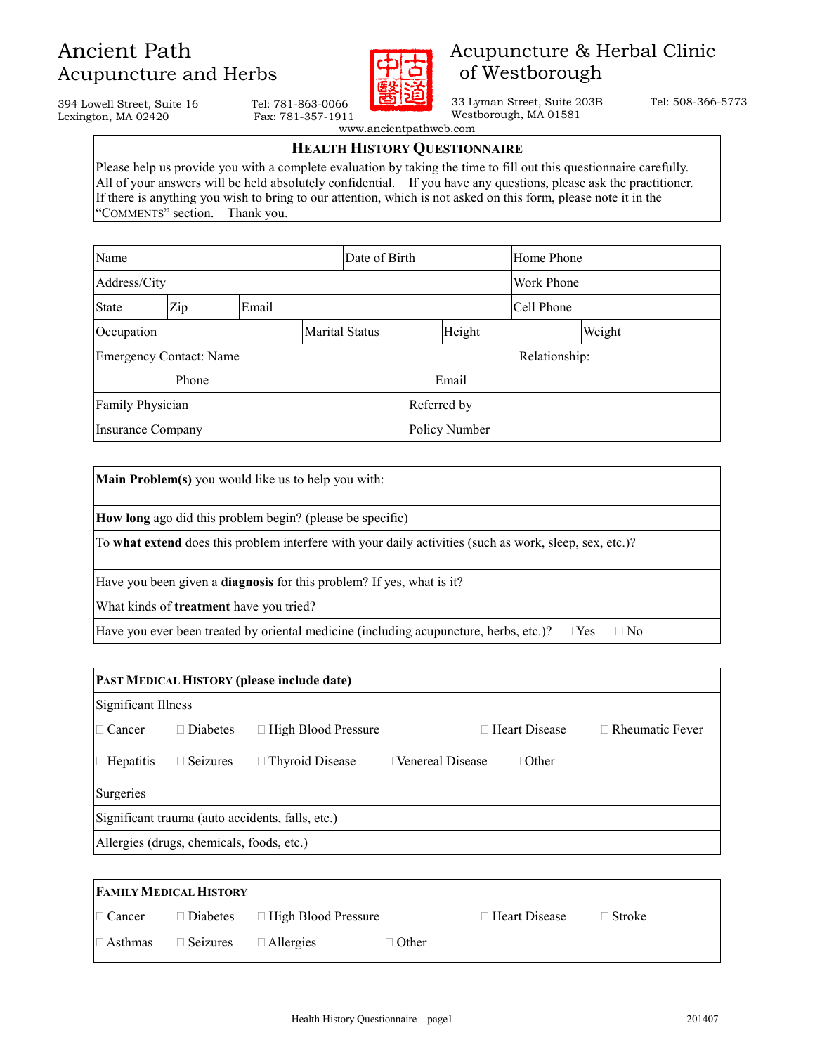Ancient Path
Acupuncture and Herbs

394 Lowell Street, Suite 16
Lexington, MA 02420

Tel: 781-863-0066
Fax: 781-357-1911

中古醫道

Acupuncture & Herbal Clinic
of Westborough

33 Lyman Street, Suite 203B
Westborough, MA 01581

Tel: 508-366-5773

www.ancientpathweb.com

## HEALTH HISTORY QUESTIONNAIRE

Please help us provide you with a complete evaluation by taking the time to fill out this questionnaire carefully. All of your answers will be held absolutely confidential. If you have any questions, please ask the practitioner. If there is anything you wish to bring to our attention, which is not asked on this form, please note it in the "COMMENTS" section. Thank you.

| Name | | | Date of Birth | Home Phone |
|---|---|---|---|---|
| Address/City | | | | Work Phone |
| State | Zip | Email | | Cell Phone |
| Occupation | | Marital Status | Height | Weight |
| Emergency Contact: Name | | | Relationship: | |
| Phone | | | Email | |
| Family Physician | | | Referred by | |
| Insurance Company | | | Policy Number | |

**Main Problem(s)** you would like us to help you with:

**How long** ago did this problem begin? (please be specific)

To **what extend** does this problem interfere with your daily activities (such as work, sleep, sex, etc.)?

Have you been given a **diagnosis** for this problem? If yes, what is it?

What kinds of **treatment** have you tried?

Have you ever been treated by oriental medicine (including acupuncture, herbs, etc.)? ☐ Yes ☐ No

**PAST MEDICAL HISTORY (please include date)**

Significant Illness

☐ Cancer ☐ Diabetes ☐ High Blood Pressure ☐ Heart Disease ☐ Rheumatic Fever

☐ Hepatitis ☐ Seizures ☐ Thyroid Disease ☐ Venereal Disease ☐ Other

Surgeries

Significant trauma (auto accidents, falls, etc.)

Allergies (drugs, chemicals, foods, etc.)

**FAMILY MEDICAL HISTORY**

☐ Cancer ☐ Diabetes ☐ High Blood Pressure ☐ Heart Disease ☐ Stroke

☐ Asthmas ☐ Seizures ☐ Allergies ☐ Other

201407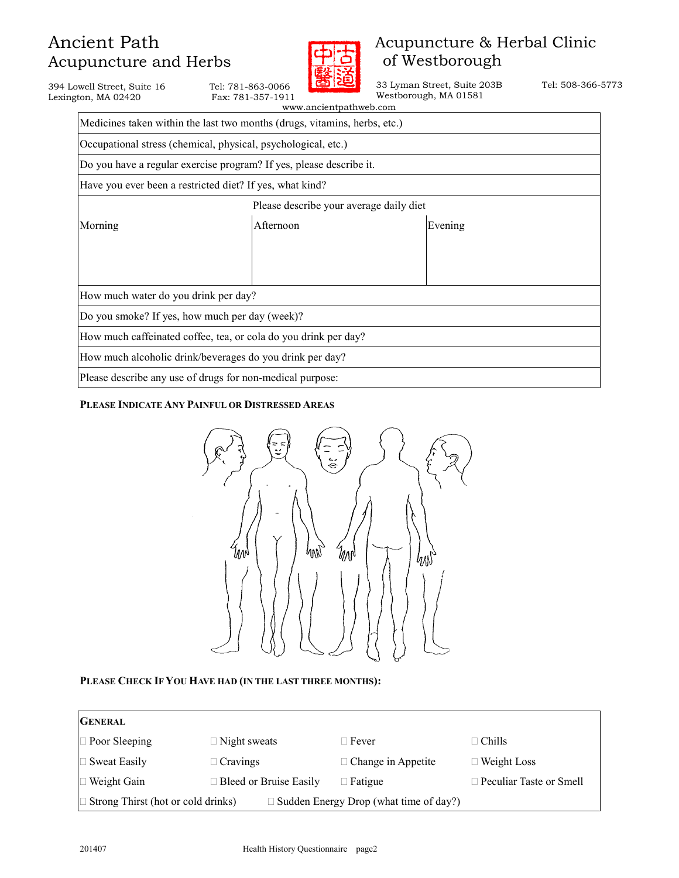# Ancient Path
## Acupuncture and Herbs

394 Lowell Street, Suite 16
Lexington, MA 02420

Tel: 781-863-0066
Fax: 781-357-1911

中古
醫道

## Acupuncture & Herbal Clinic of Westborough

33 Lyman Street, Suite 203B
Westborough, MA 01581

Tel: 508-366-5773

www.ancientpathweb.com

| Medicines taken within the last two months (drugs, vitamins, herbs, etc.) | | |
|---|---|---|
| Occupational stress (chemical, physical, psychological, etc.) | | |
| Do you have a regular exercise program? If yes, please describe it. | | |
| Have you ever been a restricted diet? If yes, what kind? | | |
| Please describe your average daily diet | | |
| Morning | Afternoon | Evening |
| How much water do you drink per day? | | |
| Do you smoke? If yes, how much per day (week)? | | |
| How much caffeinated coffee, tea, or cola do you drink per day? | | |
| How much alcoholic drink/beverages do you drink per day? | | |
| Please describe any use of drugs for non-medical purpose: | | |

**PLEASE INDICATE ANY PAINFUL OR DISTRESSED AREAS**

**PLEASE CHECK IF YOU HAVE HAD (IN THE LAST THREE MONTHS):**

| **GENERAL** | | | |
|---|---|---|---|
| ☐ Poor Sleeping | ☐ Night sweats | ☐ Fever | ☐ Chills |
| ☐ Sweat Easily | ☐ Cravings | ☐ Change in Appetite | ☐ Weight Loss |
| ☐ Weight Gain | ☐ Bleed or Bruise Easily | ☐ Fatigue | ☐ Peculiar Taste or Smell |
| ☐ Strong Thirst (hot or cold drinks) | ☐ Sudden Energy Drop (what time of day?) | | |

201407 Health History Questionnaire page2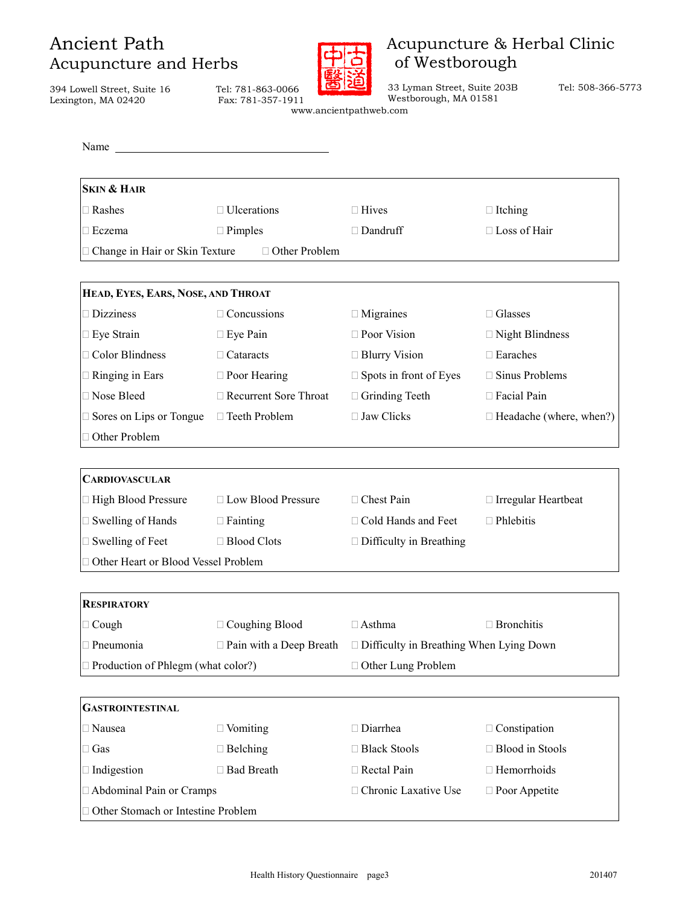Ancient Path
Acupuncture and Herbs

394 Lowell Street, Suite 16
Lexington, MA 02420

Tel: 781-863-0066
Fax: 781-357-1911

中古
醫道

Acupuncture & Herbal Clinic
of Westborough

33 Lyman Street, Suite 203B
Westborough, MA 01581

Tel: 508-366-5773

www.ancientpathweb.com

Name ______________________________

## Skin & Hair

- ☐ Rashes
- ☐ Ulcerations
- ☐ Hives
- ☐ Itching
- ☐ Eczema
- ☐ Pimples
- ☐ Dandruff
- ☐ Loss of Hair
- ☐ Change in Hair or Skin Texture
- ☐ Other Problem

## Head, Eyes, Ears, Nose, and Throat

- ☐ Dizziness
- ☐ Concussions
- ☐ Migraines
- ☐ Glasses
- ☐ Eye Strain
- ☐ Eye Pain
- ☐ Poor Vision
- ☐ Night Blindness
- ☐ Color Blindness
- ☐ Cataracts
- ☐ Blurry Vision
- ☐ Earaches
- ☐ Ringing in Ears
- ☐ Poor Hearing
- ☐ Spots in front of Eyes
- ☐ Sinus Problems
- ☐ Nose Bleed
- ☐ Recurrent Sore Throat
- ☐ Grinding Teeth
- ☐ Facial Pain
- ☐ Sores on Lips or Tongue
- ☐ Teeth Problem
- ☐ Jaw Clicks
- ☐ Headache (where, when?)
- ☐ Other Problem

## Cardiovascular

- ☐ High Blood Pressure
- ☐ Low Blood Pressure
- ☐ Chest Pain
- ☐ Irregular Heartbeat
- ☐ Swelling of Hands
- ☐ Fainting
- ☐ Cold Hands and Feet
- ☐ Phlebitis
- ☐ Swelling of Feet
- ☐ Blood Clots
- ☐ Difficulty in Breathing
- ☐ Other Heart or Blood Vessel Problem

## Respiratory

- ☐ Cough
- ☐ Coughing Blood
- ☐ Asthma
- ☐ Bronchitis
- ☐ Pneumonia
- ☐ Pain with a Deep Breath
- ☐ Difficulty in Breathing When Lying Down
- ☐ Production of Phlegm (what color?)
- ☐ Other Lung Problem

## Gastrointestinal

- ☐ Nausea
- ☐ Vomiting
- ☐ Diarrhea
- ☐ Constipation
- ☐ Gas
- ☐ Belching
- ☐ Black Stools
- ☐ Blood in Stools
- ☐ Indigestion
- ☐ Bad Breath
- ☐ Rectal Pain
- ☐ Hemorrhoids
- ☐ Abdominal Pain or Cramps
- ☐ Chronic Laxative Use
- ☐ Poor Appetite
- ☐ Other Stomach or Intestine Problem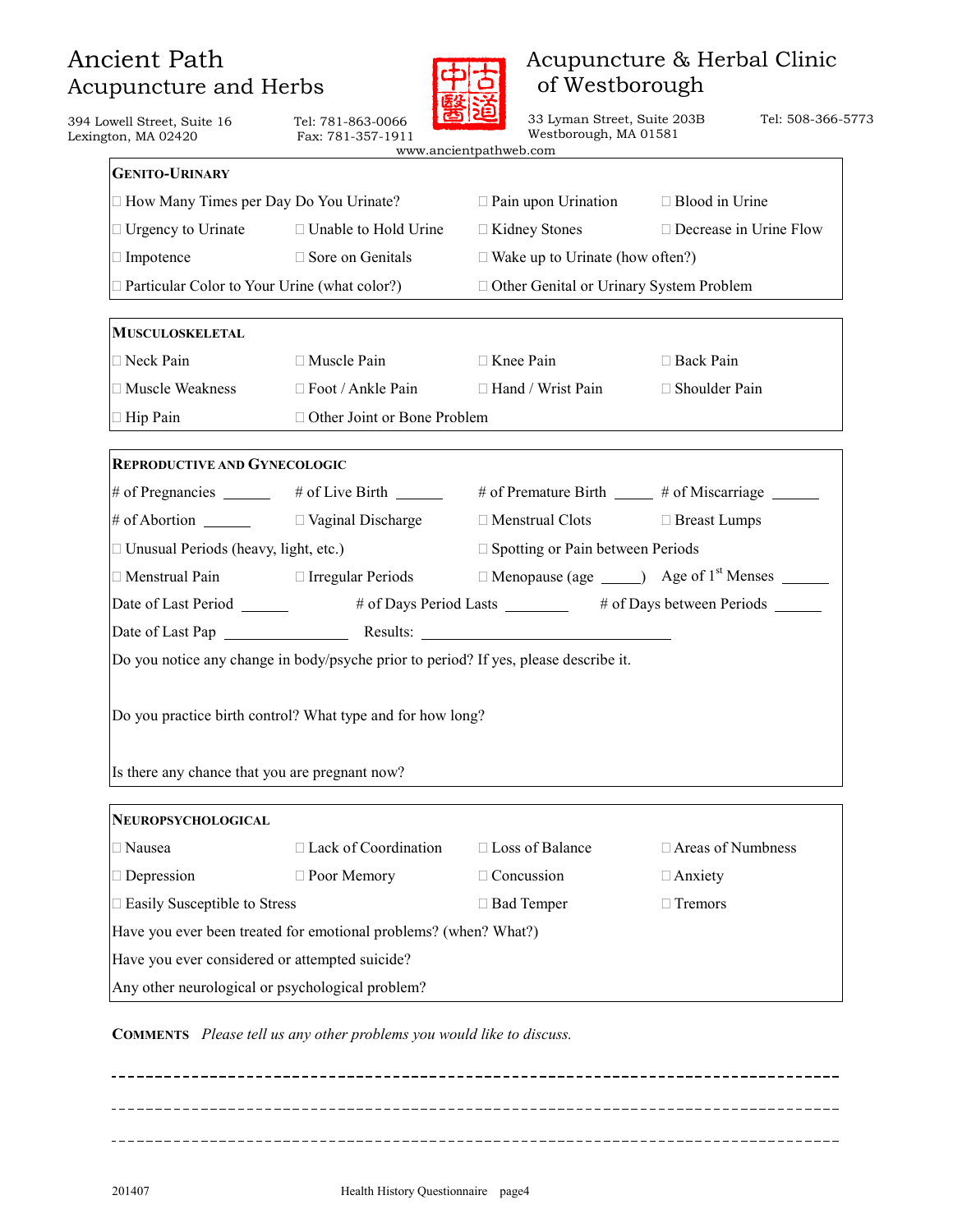# Ancient Path Acupuncture and Herbs

394 Lowell Street, Suite 16
Lexington, MA 02420

Tel: 781-863-0066
Fax: 781-357-1911

中古醫道

# Acupuncture & Herbal Clinic of Westborough

33 Lyman Street, Suite 203B
Westborough, MA 01581

Tel: 508-366-5773

www.ancientpathweb.com

## GENITO-URINARY

☐ How Many Times per Day Do You Urinate? ☐ Pain upon Urination ☐ Blood in Urine

☐ Urgency to Urinate ☐ Unable to Hold Urine ☐ Kidney Stones ☐ Decrease in Urine Flow

☐ Impotence ☐ Sore on Genitals ☐ Wake up to Urinate (how often?)

☐ Particular Color to Your Urine (what color?) ☐ Other Genital or Urinary System Problem

## MUSCULOSKELETAL

☐ Neck Pain ☐ Muscle Pain ☐ Knee Pain ☐ Back Pain

☐ Muscle Weakness ☐ Foot / Ankle Pain ☐ Hand / Wrist Pain ☐ Shoulder Pain

☐ Hip Pain ☐ Other Joint or Bone Problem

## REPRODUCTIVE AND GYNECOLOGIC

# of Pregnancies ______ # of Live Birth ______ # of Premature Birth _____ # of Miscarriage ______

# of Abortion ______ ☐ Vaginal Discharge ☐ Menstrual Clots ☐ Breast Lumps

☐ Unusual Periods (heavy, light, etc.) ☐ Spotting or Pain between Periods

☐ Menstrual Pain ☐ Irregular Periods ☐ Menopause (age _____) Age of 1st Menses ______

Date of Last Period ______ # of Days Period Lasts ________ # of Days between Periods ______

Date of Last Pap ________________ Results: ______________________________

Do you notice any change in body/psyche prior to period? If yes, please describe it.

Do you practice birth control? What type and for how long?

Is there any chance that you are pregnant now?

## NEUROPSYCHOLOGICAL

☐ Nausea ☐ Lack of Coordination ☐ Loss of Balance ☐ Areas of Numbness

☐ Depression ☐ Poor Memory ☐ Concussion ☐ Anxiety

☐ Easily Susceptible to Stress ☐ Bad Temper ☐ Tremors

Have you ever been treated for emotional problems? (when? What?)

Have you ever considered or attempted suicide?

Any other neurological or psychological problem?

**COMMENTS** *Please tell us any other problems you would like to discuss.*

------------------------------------------------------------------------

------------------------------------------------------------------------

------------------------------------------------------------------------

201407 Health History Questionnaire